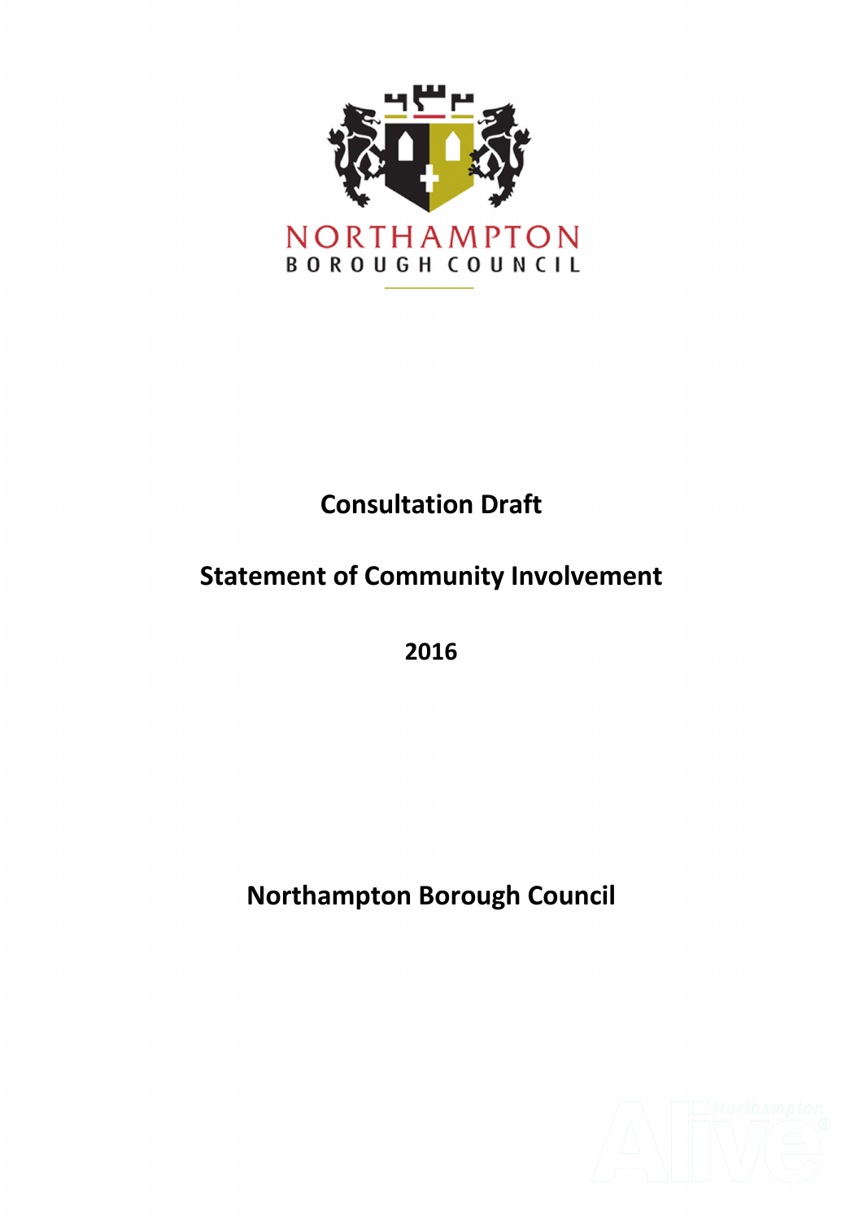NORTHAMPTON

BOROUGH COUNCIL

# Consultation Draft

# Statement of Community Involvement

# 2016

# Northampton Borough Council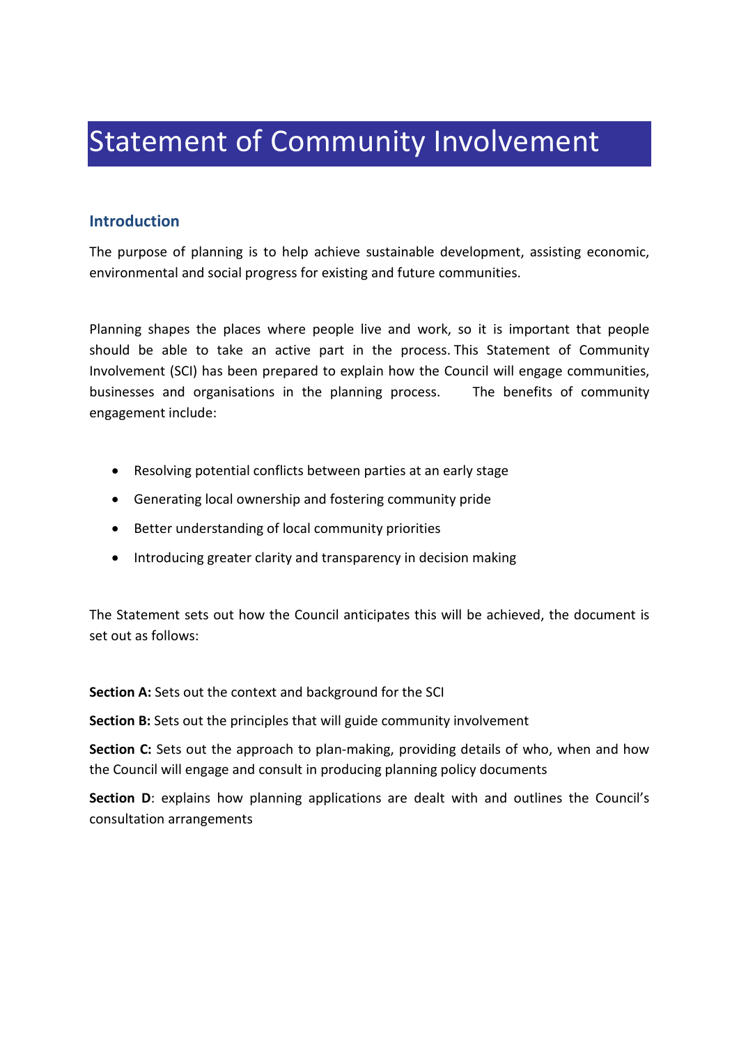# Statement of Community Involvement

## Introduction

The purpose of planning is to help achieve sustainable development, assisting economic, environmental and social progress for existing and future communities.

Planning shapes the places where people live and work, so it is important that people should be able to take an active part in the process. This Statement of Community Involvement (SCI) has been prepared to explain how the Council will engage communities, businesses and organisations in the planning process. The benefits of community engagement include:

- Resolving potential conflicts between parties at an early stage
- Generating local ownership and fostering community pride
- Better understanding of local community priorities
- Introducing greater clarity and transparency in decision making

The Statement sets out how the Council anticipates this will be achieved, the document is set out as follows:

**Section A:** Sets out the context and background for the SCI

**Section B:** Sets out the principles that will guide community involvement

**Section C:** Sets out the approach to plan-making, providing details of who, when and how the Council will engage and consult in producing planning policy documents

**Section D**: explains how planning applications are dealt with and outlines the Council's consultation arrangements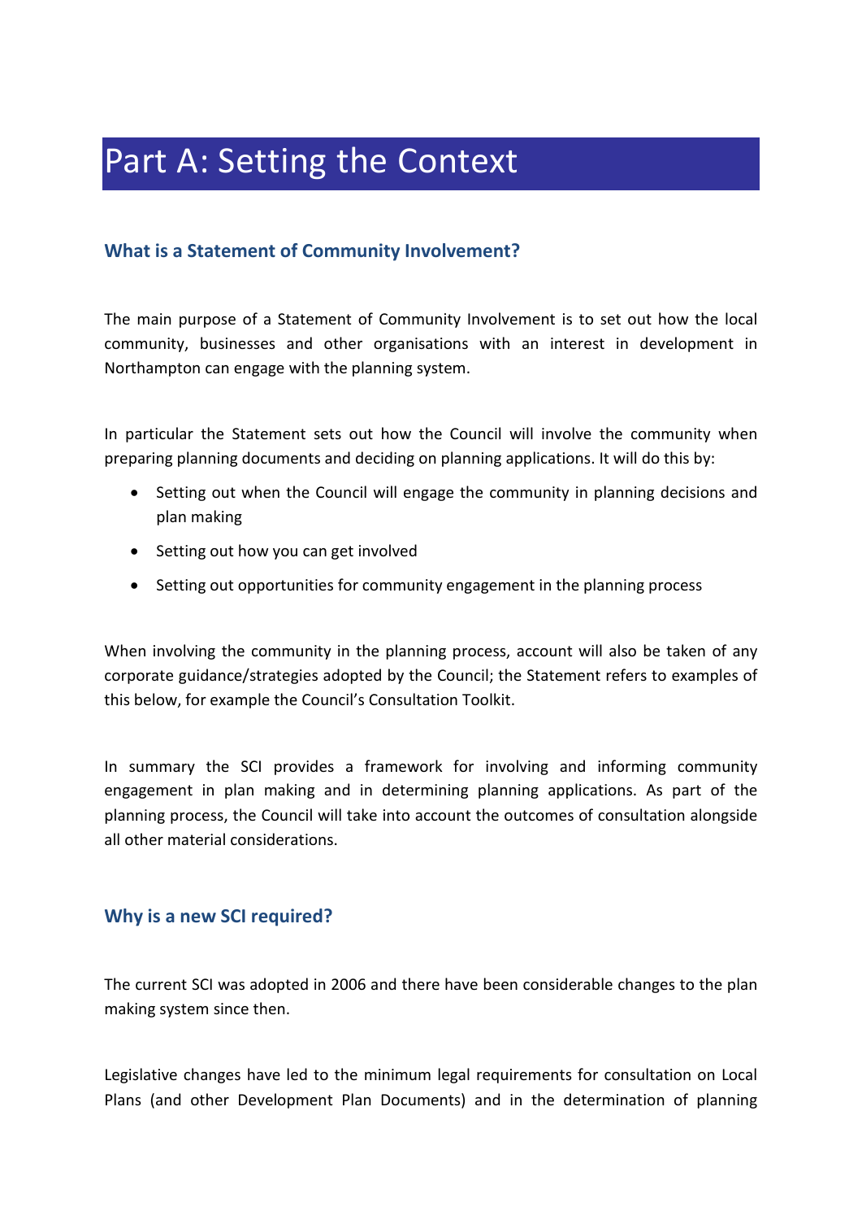# Part A: Setting the Context

## What is a Statement of Community Involvement?

The main purpose of a Statement of Community Involvement is to set out how the local community, businesses and other organisations with an interest in development in Northampton can engage with the planning system.

In particular the Statement sets out how the Council will involve the community when preparing planning documents and deciding on planning applications. It will do this by:

- Setting out when the Council will engage the community in planning decisions and plan making
- Setting out how you can get involved
- Setting out opportunities for community engagement in the planning process

When involving the community in the planning process, account will also be taken of any corporate guidance/strategies adopted by the Council; the Statement refers to examples of this below, for example the Council's Consultation Toolkit.

In summary the SCI provides a framework for involving and informing community engagement in plan making and in determining planning applications. As part of the planning process, the Council will take into account the outcomes of consultation alongside all other material considerations.

## Why is a new SCI required?

The current SCI was adopted in 2006 and there have been considerable changes to the plan making system since then.

Legislative changes have led to the minimum legal requirements for consultation on Local Plans (and other Development Plan Documents) and in the determination of planning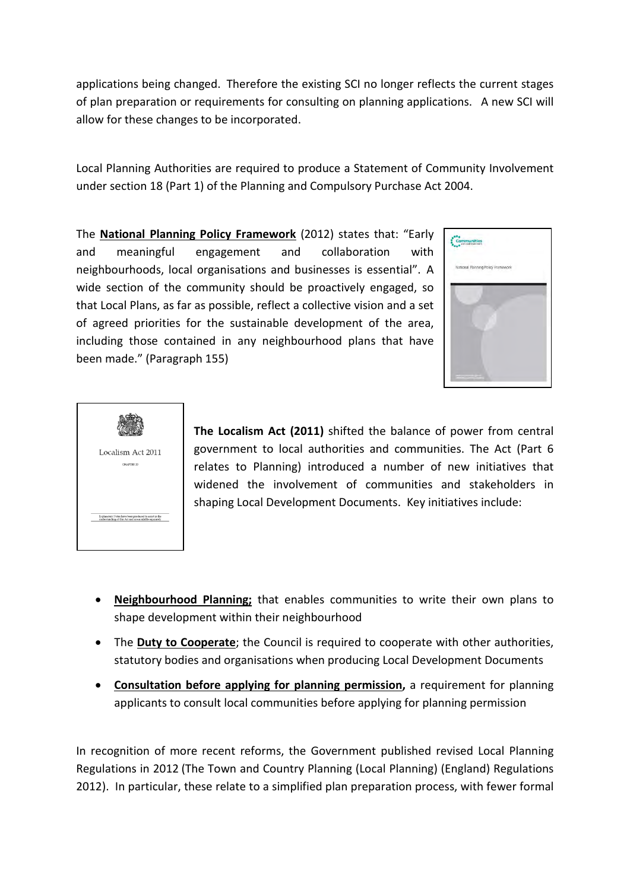applications being changed. Therefore the existing SCI no longer reflects the current stages of plan preparation or requirements for consulting on planning applications. A new SCI will allow for these changes to be incorporated.

Local Planning Authorities are required to produce a Statement of Community Involvement under section 18 (Part 1) of the Planning and Compulsory Purchase Act 2004.

The **National Planning Policy Framework** (2012) states that: "Early and meaningful engagement and collaboration with neighbourhoods, local organisations and businesses is essential". A wide section of the community should be proactively engaged, so that Local Plans, as far as possible, reflect a collective vision and a set of agreed priorities for the sustainable development of the area, including those contained in any neighbourhood plans that have been made." (Paragraph 155)

**The Localism Act (2011)** shifted the balance of power from central government to local authorities and communities. The Act (Part 6 relates to Planning) introduced a number of new initiatives that widened the involvement of communities and stakeholders in shaping Local Development Documents. Key initiatives include:

- **Neighbourhood Planning;** that enables communities to write their own plans to shape development within their neighbourhood
- The **Duty to Cooperate**; the Council is required to cooperate with other authorities, statutory bodies and organisations when producing Local Development Documents
- **Consultation before applying for planning permission,** a requirement for planning applicants to consult local communities before applying for planning permission

In recognition of more recent reforms, the Government published revised Local Planning Regulations in 2012 (The Town and Country Planning (Local Planning) (England) Regulations 2012). In particular, these relate to a simplified plan preparation process, with fewer formal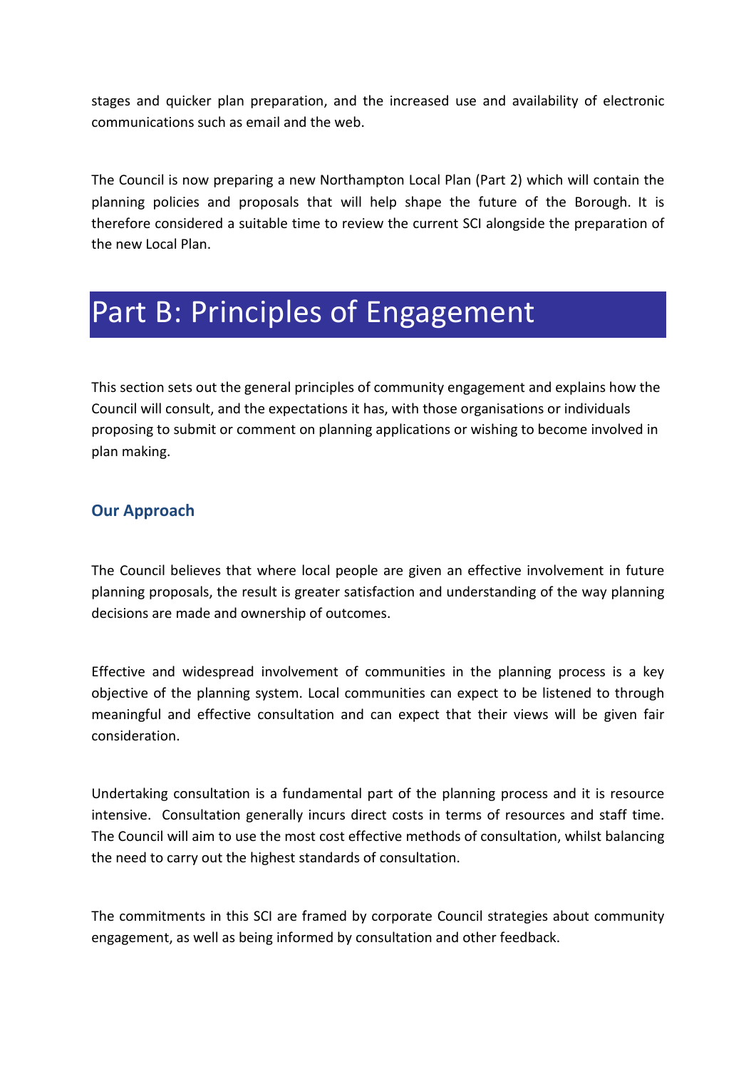stages and quicker plan preparation, and the increased use and availability of electronic communications such as email and the web.

The Council is now preparing a new Northampton Local Plan (Part 2) which will contain the planning policies and proposals that will help shape the future of the Borough. It is therefore considered a suitable time to review the current SCI alongside the preparation of the new Local Plan.

# Part B: Principles of Engagement

This section sets out the general principles of community engagement and explains how the Council will consult, and the expectations it has, with those organisations or individuals proposing to submit or comment on planning applications or wishing to become involved in plan making.

### Our Approach

The Council believes that where local people are given an effective involvement in future planning proposals, the result is greater satisfaction and understanding of the way planning decisions are made and ownership of outcomes.

Effective and widespread involvement of communities in the planning process is a key objective of the planning system. Local communities can expect to be listened to through meaningful and effective consultation and can expect that their views will be given fair consideration.

Undertaking consultation is a fundamental part of the planning process and it is resource intensive. Consultation generally incurs direct costs in terms of resources and staff time. The Council will aim to use the most cost effective methods of consultation, whilst balancing the need to carry out the highest standards of consultation.

The commitments in this SCI are framed by corporate Council strategies about community engagement, as well as being informed by consultation and other feedback.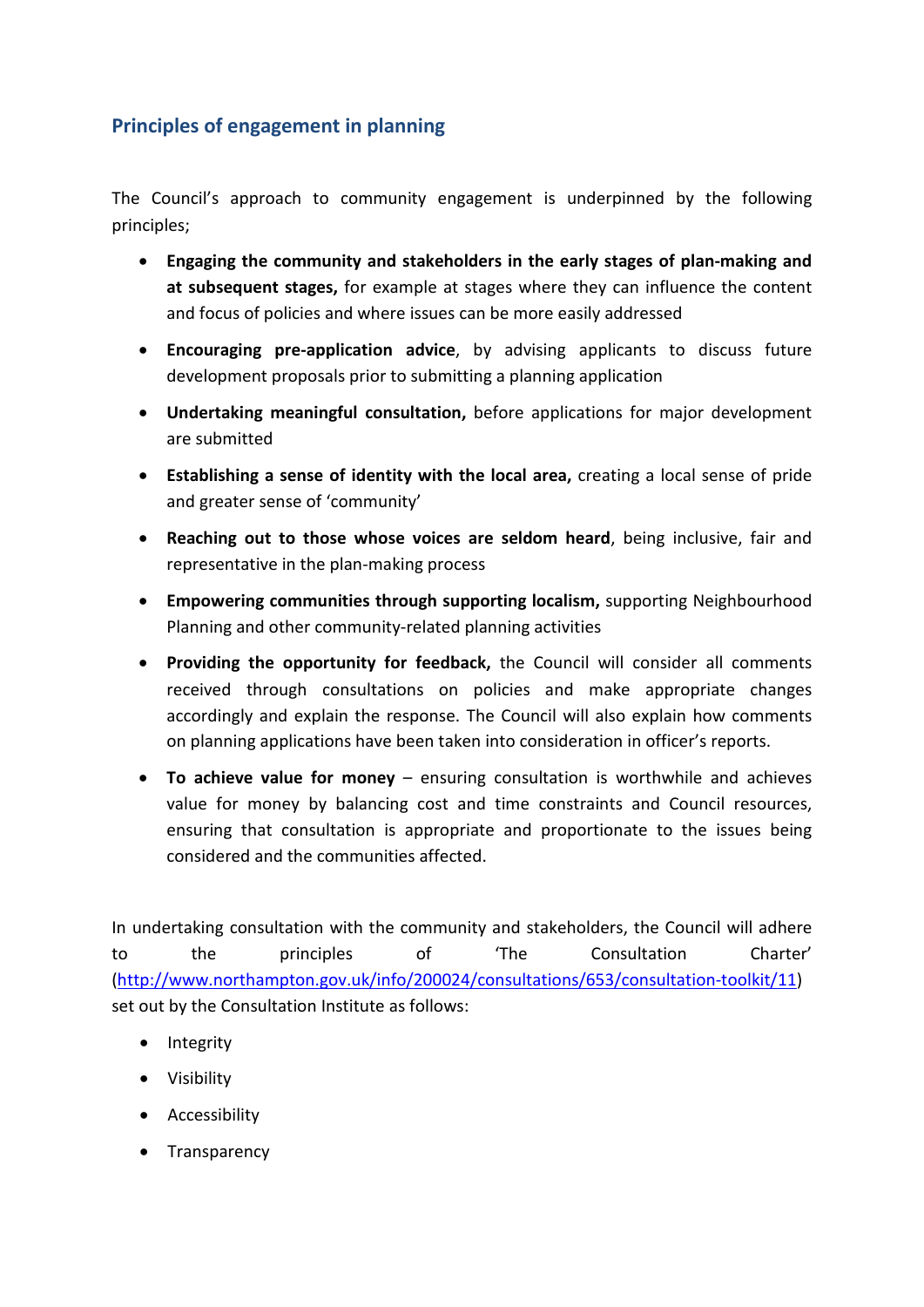## Principles of engagement in planning

The Council's approach to community engagement is underpinned by the following principles;

- **Engaging the community and stakeholders in the early stages of plan-making and at subsequent stages,** for example at stages where they can influence the content and focus of policies and where issues can be more easily addressed
- **Encouraging pre-application advice**, by advising applicants to discuss future development proposals prior to submitting a planning application
- **Undertaking meaningful consultation,** before applications for major development are submitted
- **Establishing a sense of identity with the local area,** creating a local sense of pride and greater sense of 'community'
- **Reaching out to those whose voices are seldom heard**, being inclusive, fair and representative in the plan-making process
- **Empowering communities through supporting localism,** supporting Neighbourhood Planning and other community-related planning activities
- **Providing the opportunity for feedback,** the Council will consider all comments received through consultations on policies and make appropriate changes accordingly and explain the response. The Council will also explain how comments on planning applications have been taken into consideration in officer's reports.
- **To achieve value for money** – ensuring consultation is worthwhile and achieves value for money by balancing cost and time constraints and Council resources, ensuring that consultation is appropriate and proportionate to the issues being considered and the communities affected.

In undertaking consultation with the community and stakeholders, the Council will adhere to the principles of 'The Consultation Charter' (http://www.northampton.gov.uk/info/200024/consultations/653/consultation-toolkit/11) set out by the Consultation Institute as follows:

- Integrity
- Visibility
- Accessibility
- Transparency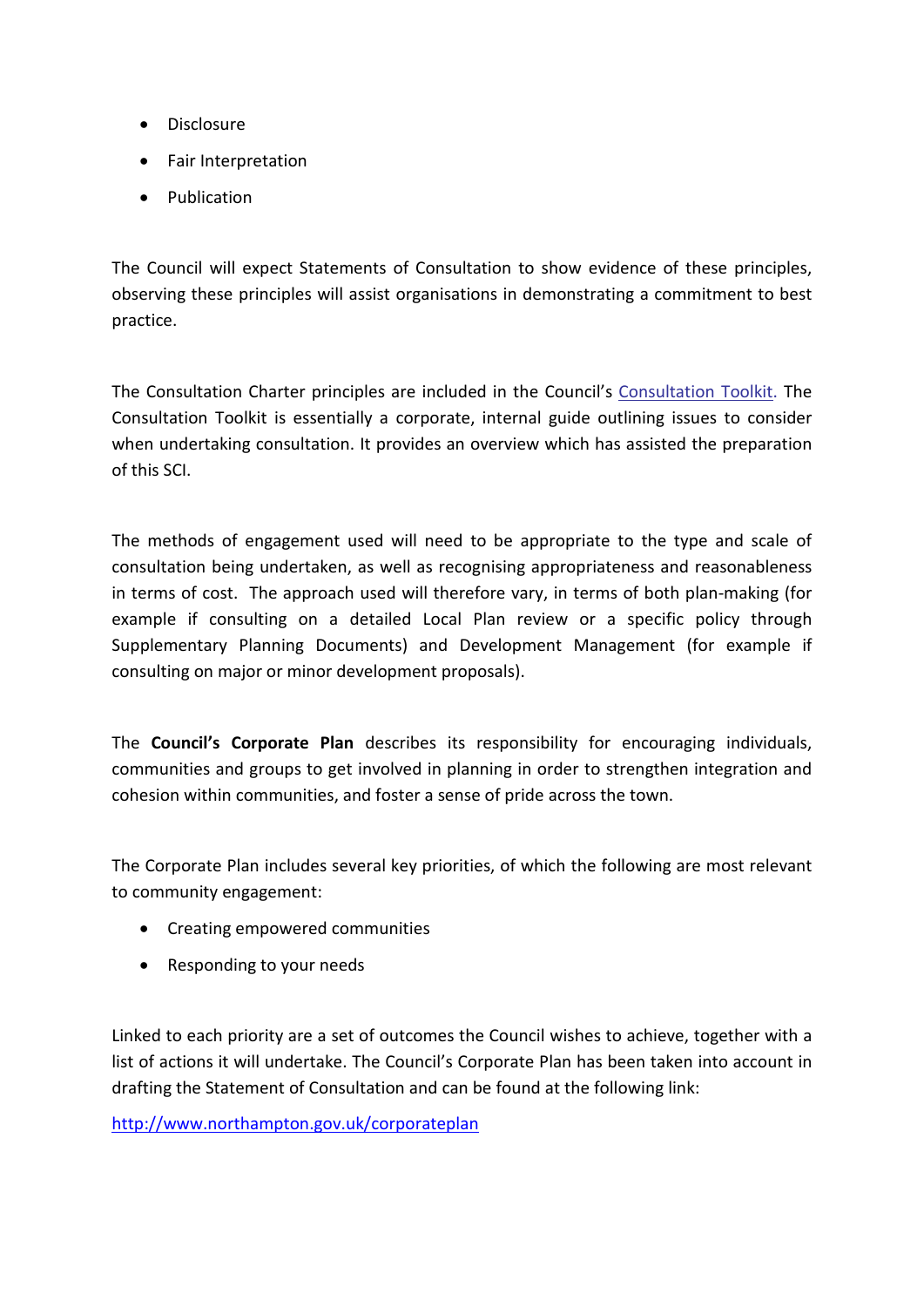- Disclosure
- Fair Interpretation
- Publication

The Council will expect Statements of Consultation to show evidence of these principles, observing these principles will assist organisations in demonstrating a commitment to best practice.

The Consultation Charter principles are included in the Council's Consultation Toolkit. The Consultation Toolkit is essentially a corporate, internal guide outlining issues to consider when undertaking consultation. It provides an overview which has assisted the preparation of this SCI.

The methods of engagement used will need to be appropriate to the type and scale of consultation being undertaken, as well as recognising appropriateness and reasonableness in terms of cost. The approach used will therefore vary, in terms of both plan-making (for example if consulting on a detailed Local Plan review or a specific policy through Supplementary Planning Documents) and Development Management (for example if consulting on major or minor development proposals).

The **Council's Corporate Plan** describes its responsibility for encouraging individuals, communities and groups to get involved in planning in order to strengthen integration and cohesion within communities, and foster a sense of pride across the town.

The Corporate Plan includes several key priorities, of which the following are most relevant to community engagement:

- Creating empowered communities
- Responding to your needs

Linked to each priority are a set of outcomes the Council wishes to achieve, together with a list of actions it will undertake. The Council's Corporate Plan has been taken into account in drafting the Statement of Consultation and can be found at the following link:

http://www.northampton.gov.uk/corporateplan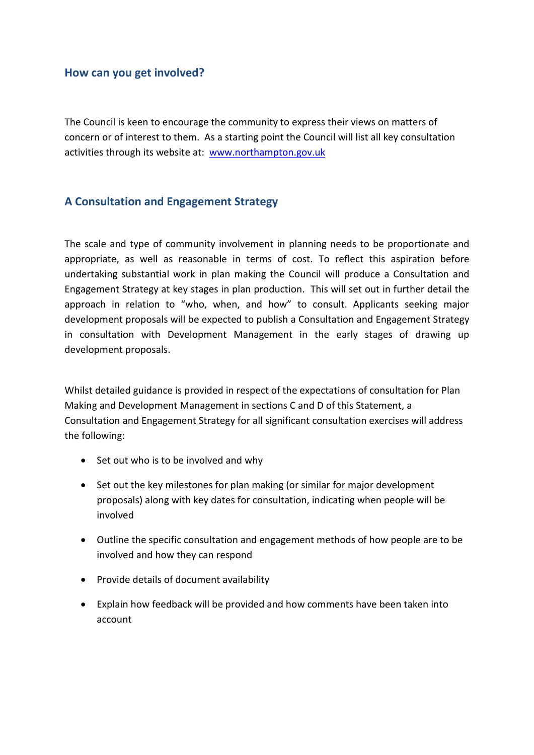## How can you get involved?

The Council is keen to encourage the community to express their views on matters of concern or of interest to them. As a starting point the Council will list all key consultation activities through its website at: [www.northampton.gov.uk](http://www.northampton.gov.uk)

## A Consultation and Engagement Strategy

The scale and type of community involvement in planning needs to be proportionate and appropriate, as well as reasonable in terms of cost. To reflect this aspiration before undertaking substantial work in plan making the Council will produce a Consultation and Engagement Strategy at key stages in plan production. This will set out in further detail the approach in relation to "who, when, and how" to consult. Applicants seeking major development proposals will be expected to publish a Consultation and Engagement Strategy in consultation with Development Management in the early stages of drawing up development proposals.

Whilst detailed guidance is provided in respect of the expectations of consultation for Plan Making and Development Management in sections C and D of this Statement, a Consultation and Engagement Strategy for all significant consultation exercises will address the following:

- Set out who is to be involved and why
- Set out the key milestones for plan making (or similar for major development proposals) along with key dates for consultation, indicating when people will be involved
- Outline the specific consultation and engagement methods of how people are to be involved and how they can respond
- Provide details of document availability
- Explain how feedback will be provided and how comments have been taken into account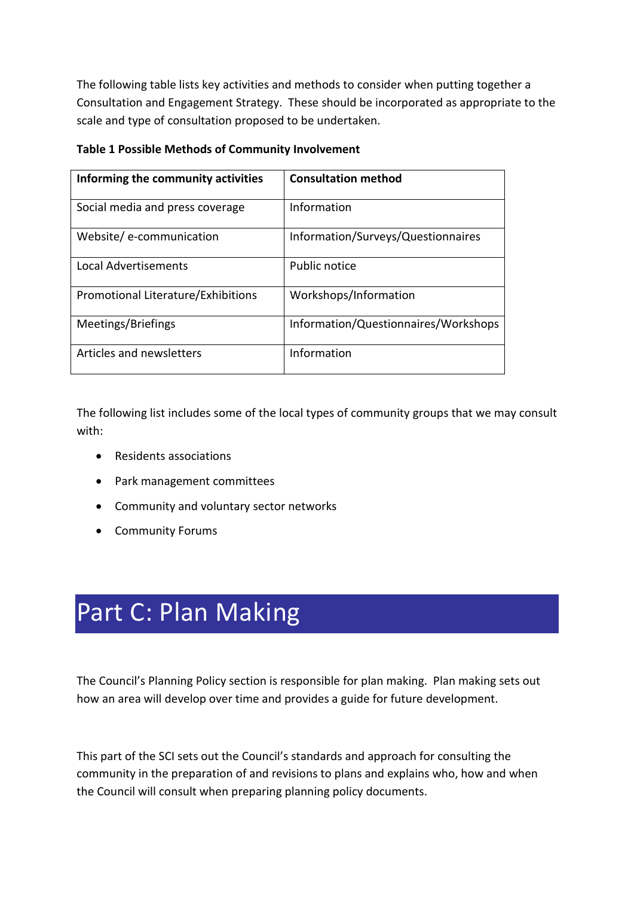The following table lists key activities and methods to consider when putting together a Consultation and Engagement Strategy. These should be incorporated as appropriate to the scale and type of consultation proposed to be undertaken.

**Table 1 Possible Methods of Community Involvement**

| Informing the community activities | Consultation method |
|---|---|
| Social media and press coverage | Information |
| Website/ e-communication | Information/Surveys/Questionnaires |
| Local Advertisements | Public notice |
| Promotional Literature/Exhibitions | Workshops/Information |
| Meetings/Briefings | Information/Questionnaires/Workshops |
| Articles and newsletters | Information |

The following list includes some of the local types of community groups that we may consult with:

- Residents associations
- Park management committees
- Community and voluntary sector networks
- Community Forums

# Part C: Plan Making

The Council's Planning Policy section is responsible for plan making. Plan making sets out how an area will develop over time and provides a guide for future development.

This part of the SCI sets out the Council's standards and approach for consulting the community in the preparation of and revisions to plans and explains who, how and when the Council will consult when preparing planning policy documents.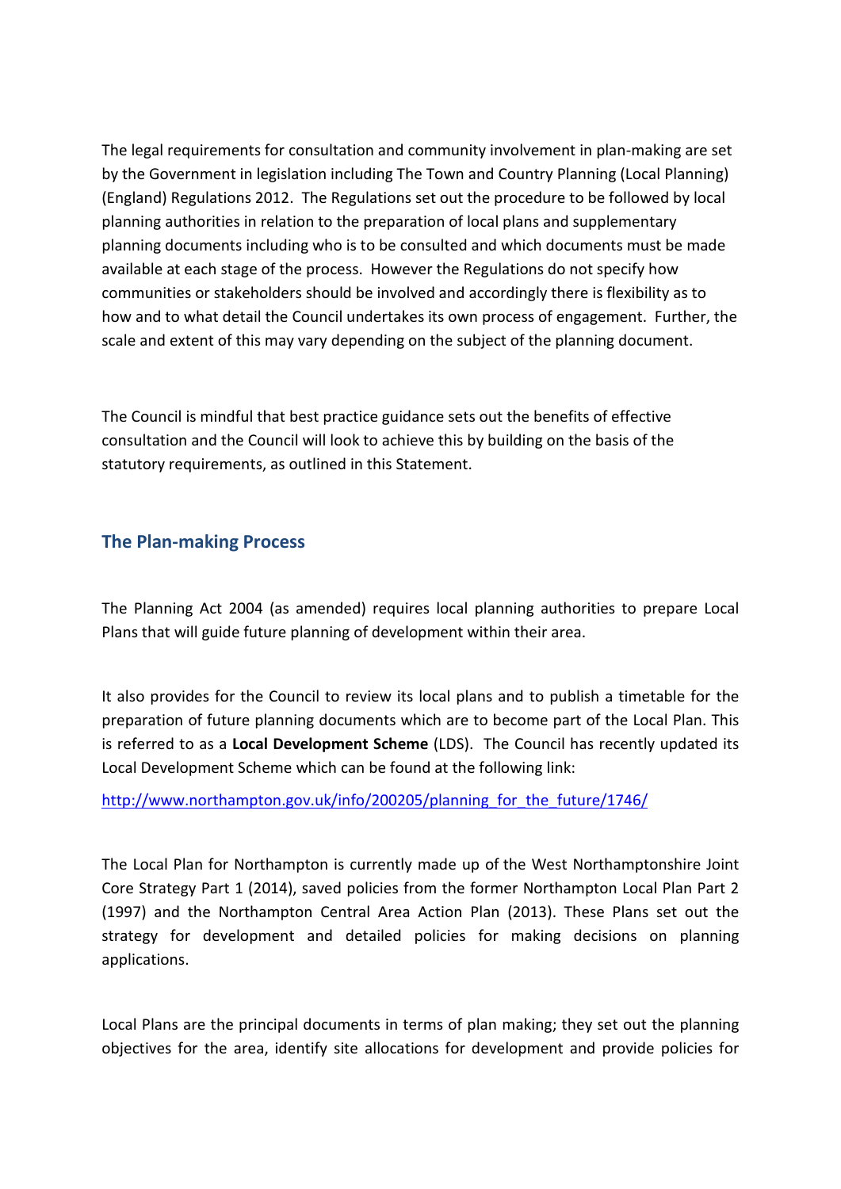The legal requirements for consultation and community involvement in plan-making are set by the Government in legislation including The Town and Country Planning (Local Planning) (England) Regulations 2012. The Regulations set out the procedure to be followed by local planning authorities in relation to the preparation of local plans and supplementary planning documents including who is to be consulted and which documents must be made available at each stage of the process. However the Regulations do not specify how communities or stakeholders should be involved and accordingly there is flexibility as to how and to what detail the Council undertakes its own process of engagement. Further, the scale and extent of this may vary depending on the subject of the planning document.

The Council is mindful that best practice guidance sets out the benefits of effective consultation and the Council will look to achieve this by building on the basis of the statutory requirements, as outlined in this Statement.

## The Plan-making Process

The Planning Act 2004 (as amended) requires local planning authorities to prepare Local Plans that will guide future planning of development within their area.

It also provides for the Council to review its local plans and to publish a timetable for the preparation of future planning documents which are to become part of the Local Plan. This is referred to as a **Local Development Scheme** (LDS). The Council has recently updated its Local Development Scheme which can be found at the following link:

[http://www.northampton.gov.uk/info/200205/planning_for_the_future/1746/](http://www.northampton.gov.uk/info/200205/planning_for_the_future/1746/)

The Local Plan for Northampton is currently made up of the West Northamptonshire Joint Core Strategy Part 1 (2014), saved policies from the former Northampton Local Plan Part 2 (1997) and the Northampton Central Area Action Plan (2013). These Plans set out the strategy for development and detailed policies for making decisions on planning applications.

Local Plans are the principal documents in terms of plan making; they set out the planning objectives for the area, identify site allocations for development and provide policies for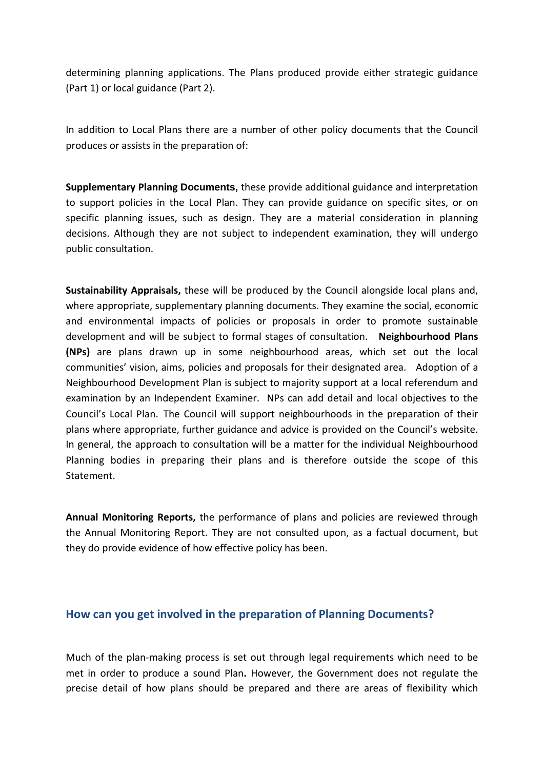determining planning applications. The Plans produced provide either strategic guidance (Part 1) or local guidance (Part 2).

In addition to Local Plans there are a number of other policy documents that the Council produces or assists in the preparation of:

**Supplementary Planning Documents,** these provide additional guidance and interpretation to support policies in the Local Plan. They can provide guidance on specific sites, or on specific planning issues, such as design. They are a material consideration in planning decisions. Although they are not subject to independent examination, they will undergo public consultation.

**Sustainability Appraisals,** these will be produced by the Council alongside local plans and, where appropriate, supplementary planning documents. They examine the social, economic and environmental impacts of policies or proposals in order to promote sustainable development and will be subject to formal stages of consultation. **Neighbourhood Plans (NPs)** are plans drawn up in some neighbourhood areas, which set out the local communities' vision, aims, policies and proposals for their designated area. Adoption of a Neighbourhood Development Plan is subject to majority support at a local referendum and examination by an Independent Examiner. NPs can add detail and local objectives to the Council's Local Plan. The Council will support neighbourhoods in the preparation of their plans where appropriate, further guidance and advice is provided on the Council's website. In general, the approach to consultation will be a matter for the individual Neighbourhood Planning bodies in preparing their plans and is therefore outside the scope of this Statement.

**Annual Monitoring Reports,** the performance of plans and policies are reviewed through the Annual Monitoring Report. They are not consulted upon, as a factual document, but they do provide evidence of how effective policy has been.

## How can you get involved in the preparation of Planning Documents?

Much of the plan-making process is set out through legal requirements which need to be met in order to produce a sound Plan**.** However, the Government does not regulate the precise detail of how plans should be prepared and there are areas of flexibility which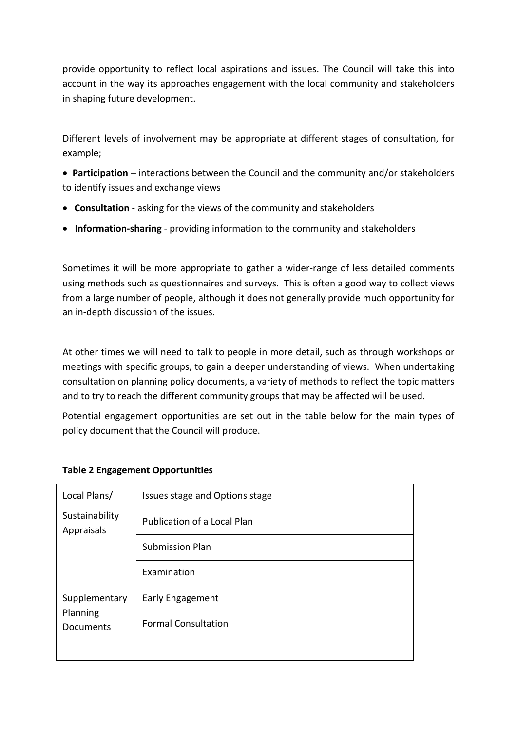provide opportunity to reflect local aspirations and issues. The Council will take this into account in the way its approaches engagement with the local community and stakeholders in shaping future development.

Different levels of involvement may be appropriate at different stages of consultation, for example;

- **Participation** – interactions between the Council and the community and/or stakeholders to identify issues and exchange views
- **Consultation** - asking for the views of the community and stakeholders
- **Information-sharing** - providing information to the community and stakeholders

Sometimes it will be more appropriate to gather a wider-range of less detailed comments using methods such as questionnaires and surveys. This is often a good way to collect views from a large number of people, although it does not generally provide much opportunity for an in-depth discussion of the issues.

At other times we will need to talk to people in more detail, such as through workshops or meetings with specific groups, to gain a deeper understanding of views. When undertaking consultation on planning policy documents, a variety of methods to reflect the topic matters and to try to reach the different community groups that may be affected will be used.

Potential engagement opportunities are set out in the table below for the main types of policy document that the Council will produce.

**Table 2 Engagement Opportunities**

| | |
|---|---|
| Local Plans/ Sustainability Appraisals | Issues stage and Options stage |
| | Publication of a Local Plan |
| | Submission Plan |
| | Examination |
| Supplementary Planning Documents | Early Engagement |
| | Formal Consultation |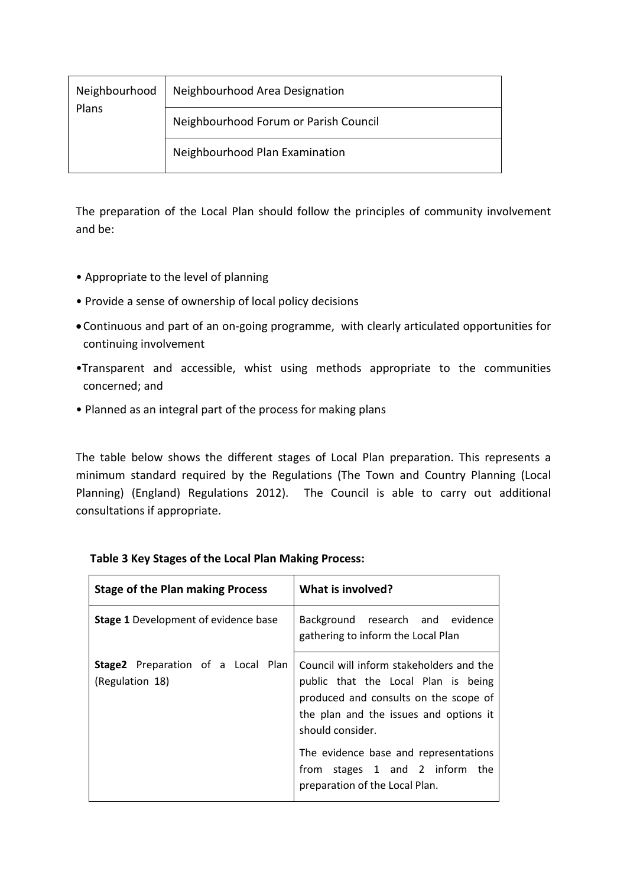| Neighbourhood Plans | Neighbourhood Area Designation |
|---|---|
| | Neighbourhood Forum or Parish Council |
| | Neighbourhood Plan Examination |

The preparation of the Local Plan should follow the principles of community involvement and be:

- Appropriate to the level of planning
- Provide a sense of ownership of local policy decisions
- Continuous and part of an on-going programme, with clearly articulated opportunities for continuing involvement
- Transparent and accessible, whist using methods appropriate to the communities concerned; and
- Planned as an integral part of the process for making plans

The table below shows the different stages of Local Plan preparation. This represents a minimum standard required by the Regulations (The Town and Country Planning (Local Planning) (England) Regulations 2012). The Council is able to carry out additional consultations if appropriate.

**Table 3 Key Stages of the Local Plan Making Process:**

| Stage of the Plan making Process | What is involved? |
|---|---|
| **Stage 1** Development of evidence base | Background research and evidence gathering to inform the Local Plan |
| **Stage2** Preparation of a Local Plan (Regulation 18) | Council will inform stakeholders and the public that the Local Plan is being produced and consults on the scope of the plan and the issues and options it should consider.<br><br>The evidence base and representations from stages 1 and 2 inform the preparation of the Local Plan. |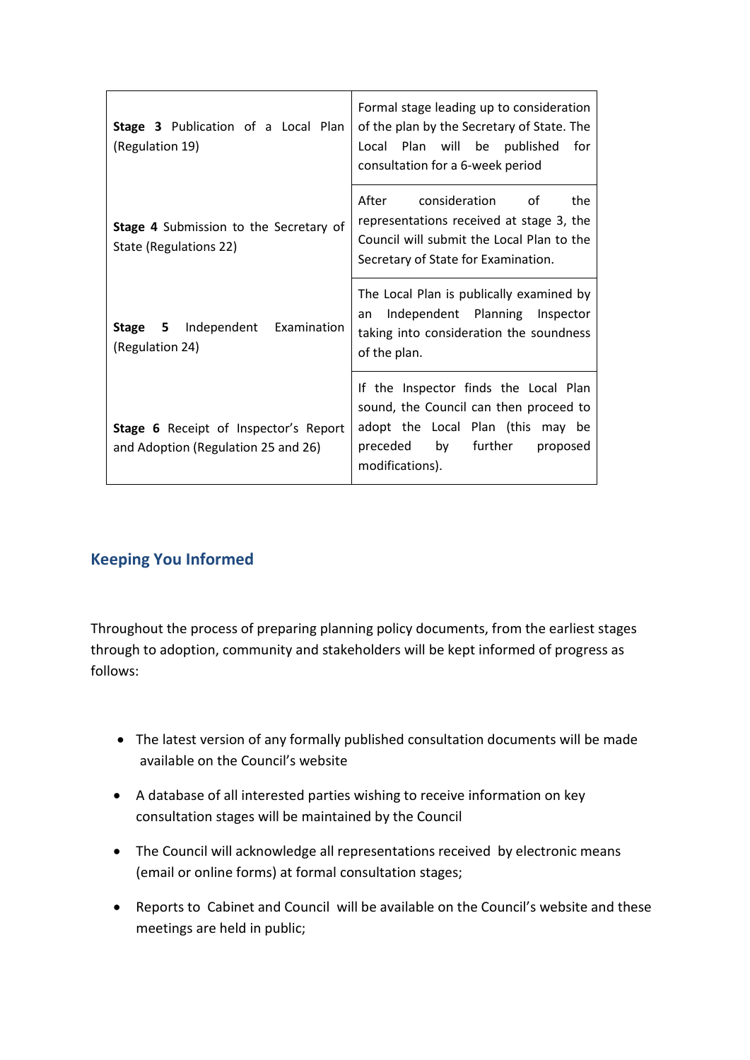| | |
|---|---|
| **Stage 3** Publication of a Local Plan (Regulation 19) | Formal stage leading up to consideration of the plan by the Secretary of State. The Local Plan will be published for consultation for a 6-week period |
| **Stage 4** Submission to the Secretary of State (Regulations 22) | After consideration of the representations received at stage 3, the Council will submit the Local Plan to the Secretary of State for Examination. |
| **Stage 5** Independent Examination (Regulation 24) | The Local Plan is publically examined by an Independent Planning Inspector taking into consideration the soundness of the plan. |
| **Stage 6** Receipt of Inspector's Report and Adoption (Regulation 25 and 26) | If the Inspector finds the Local Plan sound, the Council can then proceed to adopt the Local Plan (this may be preceded by further proposed modifications). |

## Keeping You Informed

Throughout the process of preparing planning policy documents, from the earliest stages through to adoption, community and stakeholders will be kept informed of progress as follows:

- The latest version of any formally published consultation documents will be made available on the Council's website
- A database of all interested parties wishing to receive information on key consultation stages will be maintained by the Council
- The Council will acknowledge all representations received by electronic means (email or online forms) at formal consultation stages;
- Reports to Cabinet and Council will be available on the Council's website and these meetings are held in public;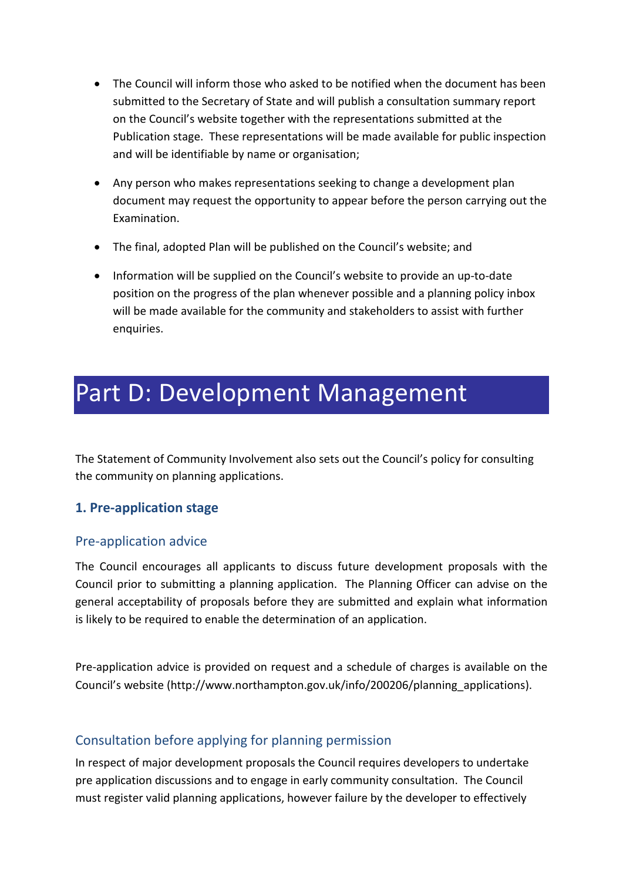- The Council will inform those who asked to be notified when the document has been submitted to the Secretary of State and will publish a consultation summary report on the Council's website together with the representations submitted at the Publication stage. These representations will be made available for public inspection and will be identifiable by name or organisation;
- Any person who makes representations seeking to change a development plan document may request the opportunity to appear before the person carrying out the Examination.
- The final, adopted Plan will be published on the Council's website; and
- Information will be supplied on the Council's website to provide an up-to-date position on the progress of the plan whenever possible and a planning policy inbox will be made available for the community and stakeholders to assist with further enquiries.

# Part D: Development Management

The Statement of Community Involvement also sets out the Council's policy for consulting the community on planning applications.

## 1. Pre-application stage

### Pre-application advice

The Council encourages all applicants to discuss future development proposals with the Council prior to submitting a planning application. The Planning Officer can advise on the general acceptability of proposals before they are submitted and explain what information is likely to be required to enable the determination of an application.

Pre-application advice is provided on request and a schedule of charges is available on the Council's website (http://www.northampton.gov.uk/info/200206/planning_applications).

### Consultation before applying for planning permission

In respect of major development proposals the Council requires developers to undertake pre application discussions and to engage in early community consultation. The Council must register valid planning applications, however failure by the developer to effectively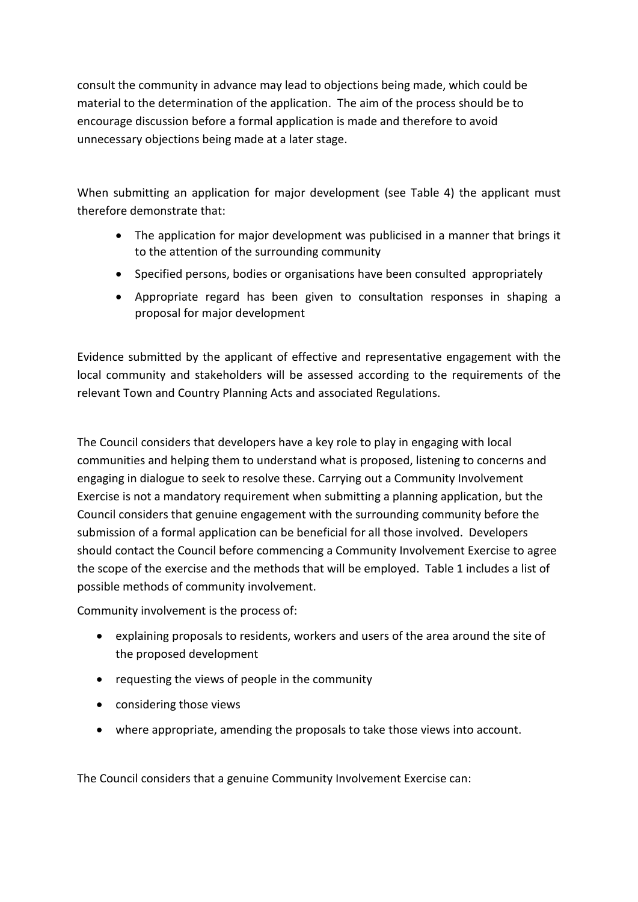consult the community in advance may lead to objections being made, which could be material to the determination of the application. The aim of the process should be to encourage discussion before a formal application is made and therefore to avoid unnecessary objections being made at a later stage.

When submitting an application for major development (see Table 4) the applicant must therefore demonstrate that:

- The application for major development was publicised in a manner that brings it to the attention of the surrounding community
- Specified persons, bodies or organisations have been consulted appropriately
- Appropriate regard has been given to consultation responses in shaping a proposal for major development

Evidence submitted by the applicant of effective and representative engagement with the local community and stakeholders will be assessed according to the requirements of the relevant Town and Country Planning Acts and associated Regulations.

The Council considers that developers have a key role to play in engaging with local communities and helping them to understand what is proposed, listening to concerns and engaging in dialogue to seek to resolve these. Carrying out a Community Involvement Exercise is not a mandatory requirement when submitting a planning application, but the Council considers that genuine engagement with the surrounding community before the submission of a formal application can be beneficial for all those involved. Developers should contact the Council before commencing a Community Involvement Exercise to agree the scope of the exercise and the methods that will be employed. Table 1 includes a list of possible methods of community involvement.

Community involvement is the process of:

- explaining proposals to residents, workers and users of the area around the site of the proposed development
- requesting the views of people in the community
- considering those views
- where appropriate, amending the proposals to take those views into account.

The Council considers that a genuine Community Involvement Exercise can: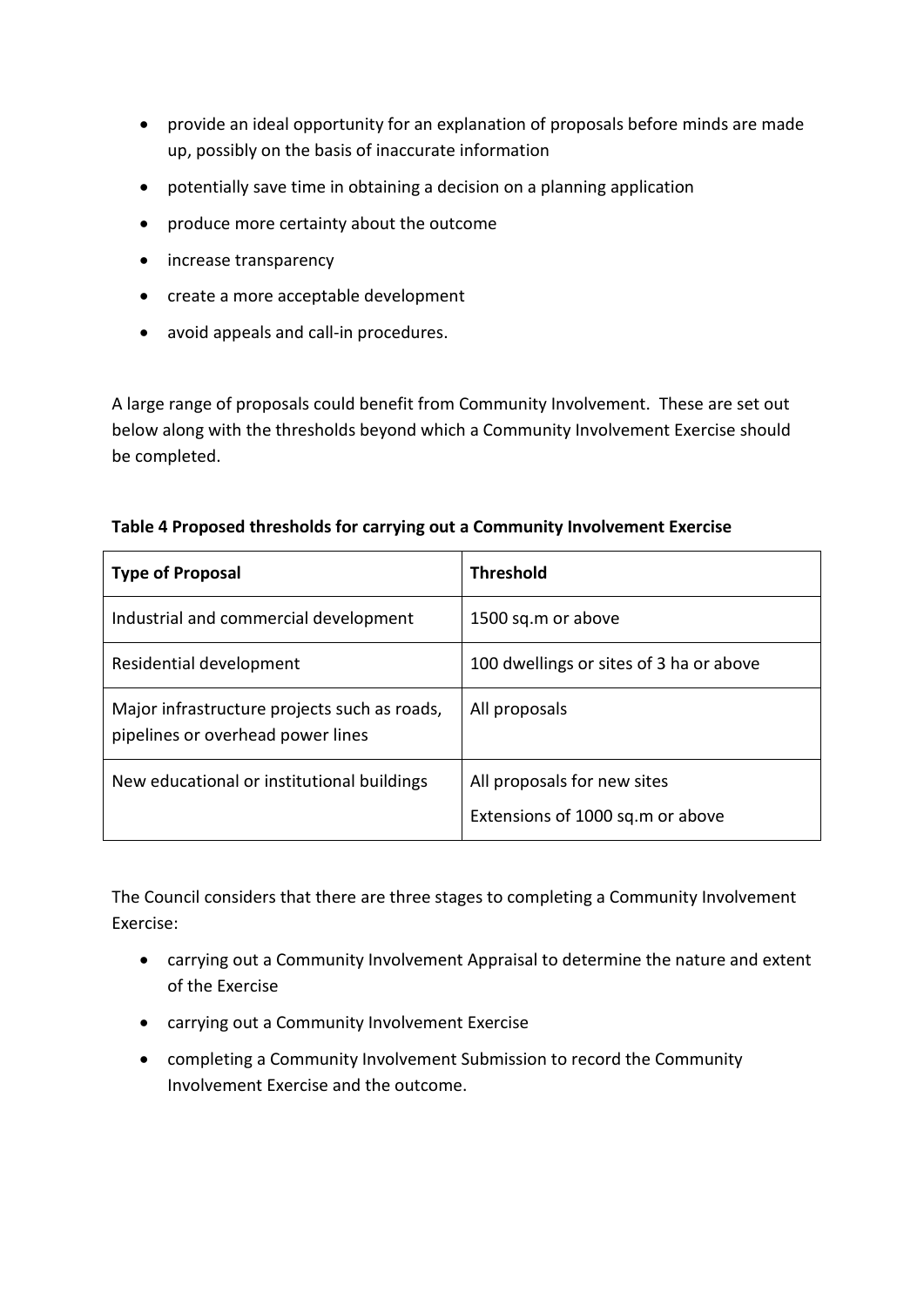- provide an ideal opportunity for an explanation of proposals before minds are made up, possibly on the basis of inaccurate information
- potentially save time in obtaining a decision on a planning application
- produce more certainty about the outcome
- increase transparency
- create a more acceptable development
- avoid appeals and call-in procedures.

A large range of proposals could benefit from Community Involvement. These are set out below along with the thresholds beyond which a Community Involvement Exercise should be completed.

**Table 4 Proposed thresholds for carrying out a Community Involvement Exercise**

| **Type of Proposal** | **Threshold** |
|---|---|
| Industrial and commercial development | 1500 sq.m or above |
| Residential development | 100 dwellings or sites of 3 ha or above |
| Major infrastructure projects such as roads, pipelines or overhead power lines | All proposals |
| New educational or institutional buildings | All proposals for new sites<br>Extensions of 1000 sq.m or above |

The Council considers that there are three stages to completing a Community Involvement Exercise:

- carrying out a Community Involvement Appraisal to determine the nature and extent of the Exercise
- carrying out a Community Involvement Exercise
- completing a Community Involvement Submission to record the Community Involvement Exercise and the outcome.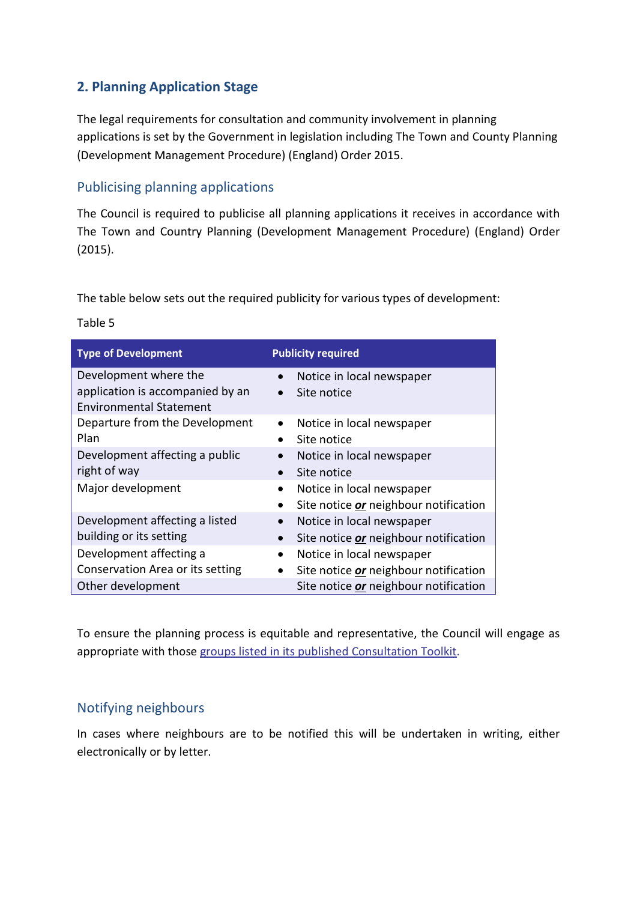## 2. Planning Application Stage

The legal requirements for consultation and community involvement in planning applications is set by the Government in legislation including The Town and County Planning (Development Management Procedure) (England) Order 2015.

### Publicising planning applications

The Council is required to publicise all planning applications it receives in accordance with The Town and Country Planning (Development Management Procedure) (England) Order (2015).

The table below sets out the required publicity for various types of development:

Table 5

| Type of Development | Publicity required |
| --- | --- |
| Development where the application is accompanied by an Environmental Statement | • Notice in local newspaper<br>• Site notice |
| Departure from the Development Plan | • Notice in local newspaper<br>• Site notice |
| Development affecting a public right of way | • Notice in local newspaper<br>• Site notice |
| Major development | • Notice in local newspaper<br>• Site notice ***or*** neighbour notification |
| Development affecting a listed building or its setting | • Notice in local newspaper<br>• Site notice ***or*** neighbour notification |
| Development affecting a Conservation Area or its setting | • Notice in local newspaper<br>• Site notice ***or*** neighbour notification |
| Other development | Site notice ***or*** neighbour notification |

To ensure the planning process is equitable and representative, the Council will engage as appropriate with those groups listed in its published Consultation Toolkit.

### Notifying neighbours

In cases where neighbours are to be notified this will be undertaken in writing, either electronically or by letter.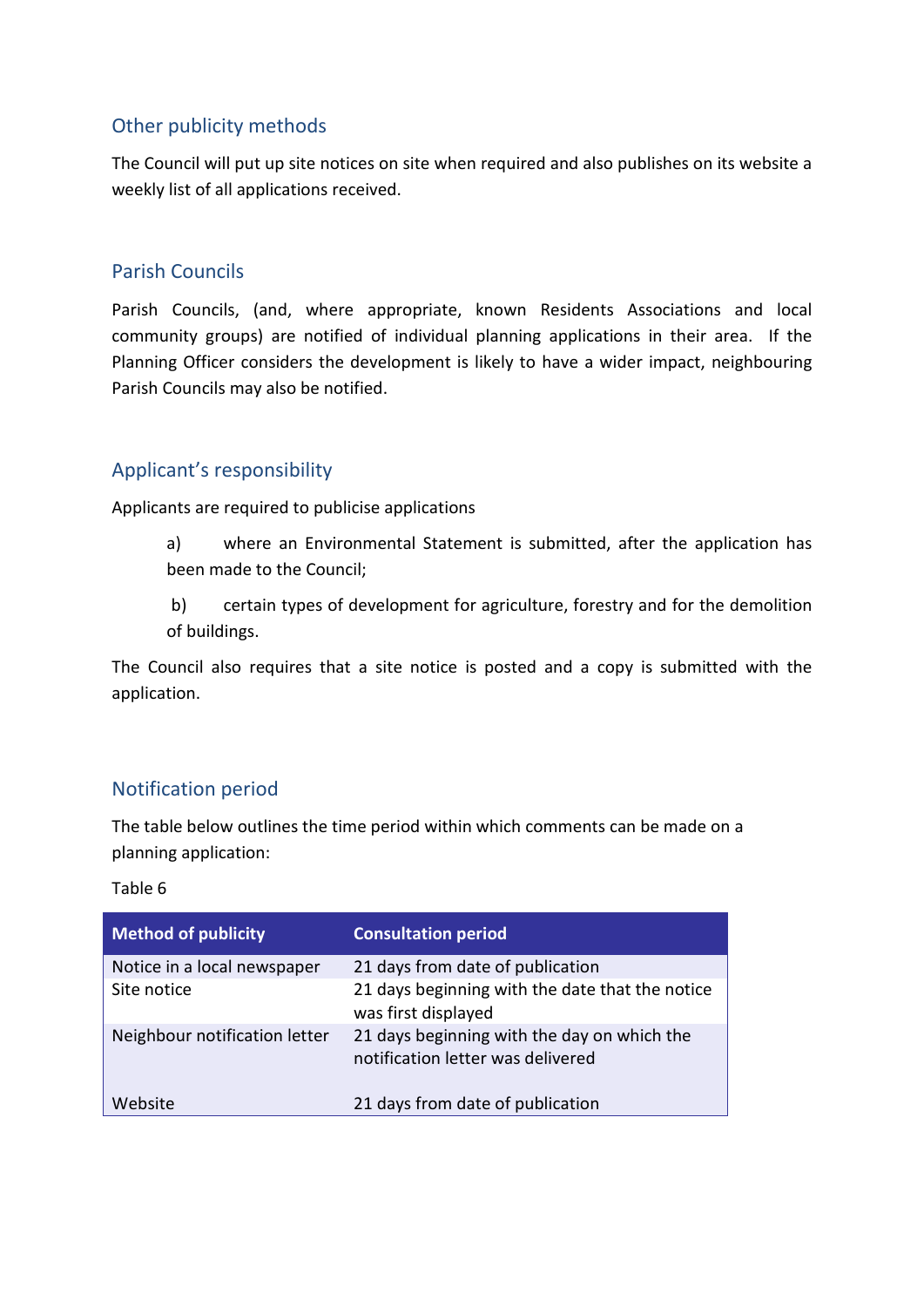## Other publicity methods

The Council will put up site notices on site when required and also publishes on its website a weekly list of all applications received.

## Parish Councils

Parish Councils, (and, where appropriate, known Residents Associations and local community groups) are notified of individual planning applications in their area. If the Planning Officer considers the development is likely to have a wider impact, neighbouring Parish Councils may also be notified.

## Applicant's responsibility

Applicants are required to publicise applications

a) where an Environmental Statement is submitted, after the application has been made to the Council;

b) certain types of development for agriculture, forestry and for the demolition of buildings.

The Council also requires that a site notice is posted and a copy is submitted with the application.

## Notification period

The table below outlines the time period within which comments can be made on a planning application:

Table 6

| Method of publicity | Consultation period |
|---|---|
| Notice in a local newspaper | 21 days from date of publication |
| Site notice | 21 days beginning with the date that the notice was first displayed |
| Neighbour notification letter | 21 days beginning with the day on which the notification letter was delivered |
| Website | 21 days from date of publication |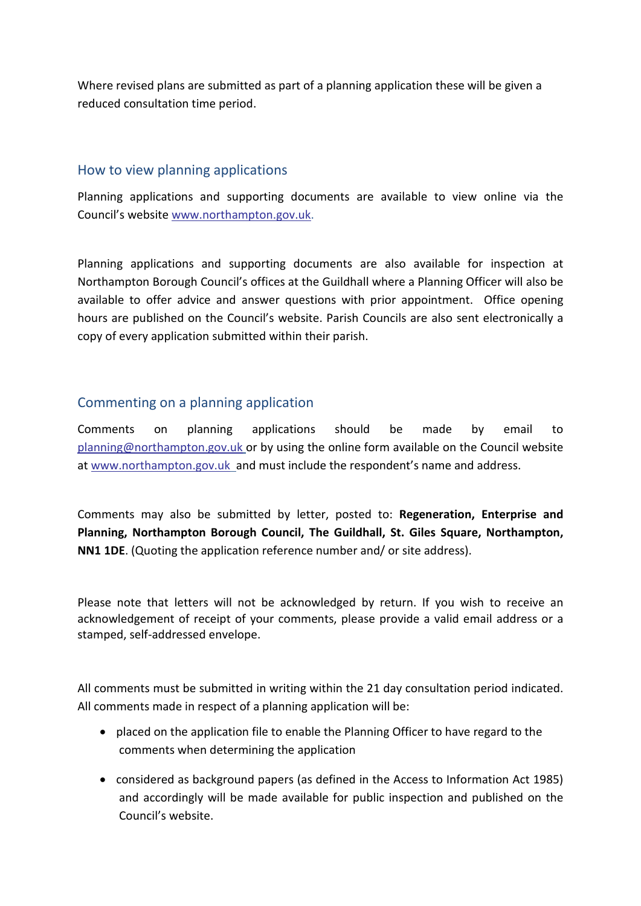Where revised plans are submitted as part of a planning application these will be given a reduced consultation time period.

## How to view planning applications

Planning applications and supporting documents are available to view online via the Council's website www.northampton.gov.uk.

Planning applications and supporting documents are also available for inspection at Northampton Borough Council's offices at the Guildhall where a Planning Officer will also be available to offer advice and answer questions with prior appointment. Office opening hours are published on the Council's website. Parish Councils are also sent electronically a copy of every application submitted within their parish.

## Commenting on a planning application

Comments on planning applications should be made by email to planning@northampton.gov.uk or by using the online form available on the Council website at www.northampton.gov.uk and must include the respondent's name and address.

Comments may also be submitted by letter, posted to: **Regeneration, Enterprise and Planning, Northampton Borough Council, The Guildhall, St. Giles Square, Northampton, NN1 1DE**. (Quoting the application reference number and/ or site address).

Please note that letters will not be acknowledged by return. If you wish to receive an acknowledgement of receipt of your comments, please provide a valid email address or a stamped, self-addressed envelope.

All comments must be submitted in writing within the 21 day consultation period indicated. All comments made in respect of a planning application will be:

- placed on the application file to enable the Planning Officer to have regard to the comments when determining the application
- considered as background papers (as defined in the Access to Information Act 1985) and accordingly will be made available for public inspection and published on the Council's website.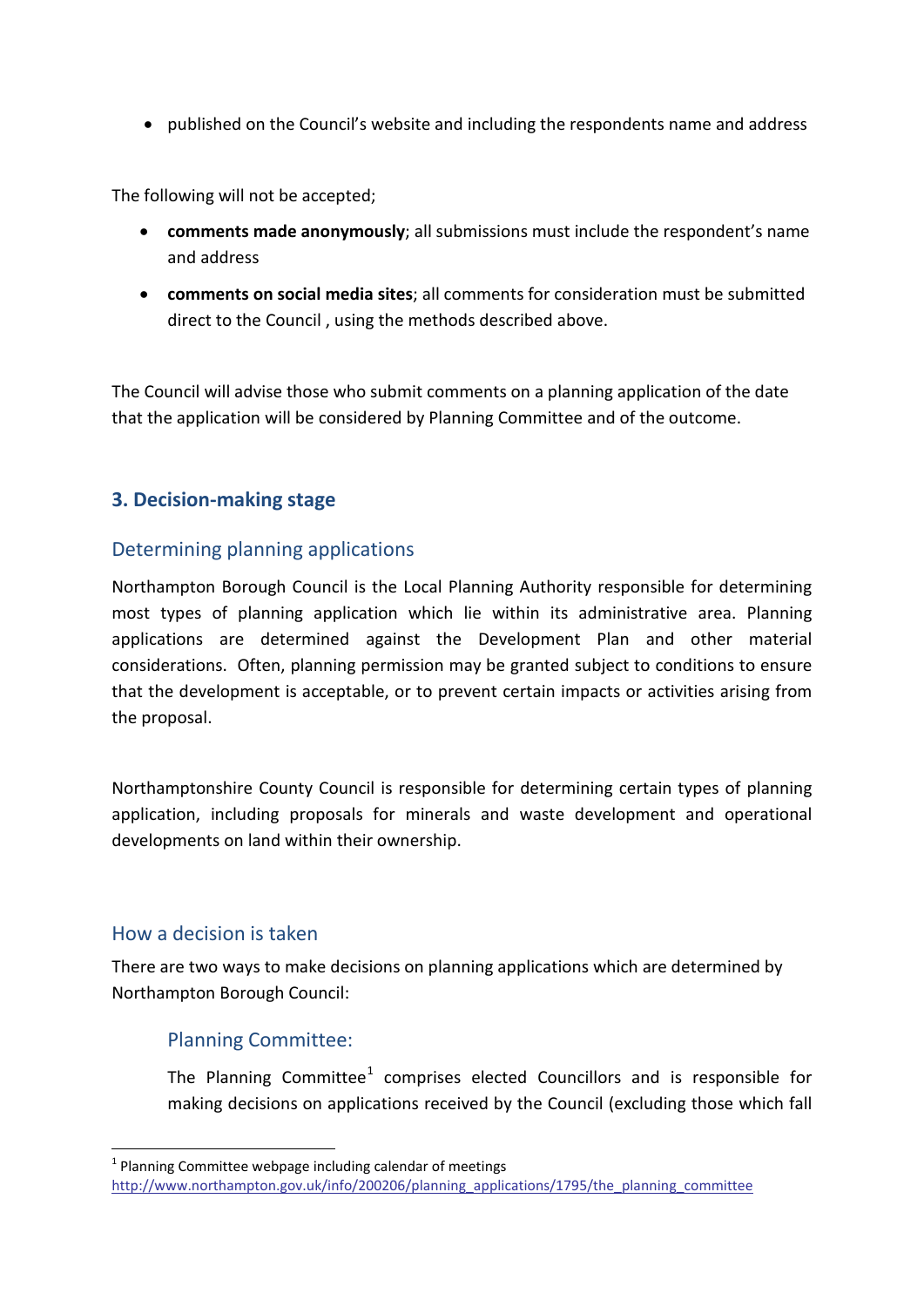- published on the Council's website and including the respondents name and address

The following will not be accepted;

- **comments made anonymously**; all submissions must include the respondent's name and address
- **comments on social media sites**; all comments for consideration must be submitted direct to the Council , using the methods described above.

The Council will advise those who submit comments on a planning application of the date that the application will be considered by Planning Committee and of the outcome.

## 3. Decision-making stage

### Determining planning applications

Northampton Borough Council is the Local Planning Authority responsible for determining most types of planning application which lie within its administrative area. Planning applications are determined against the Development Plan and other material considerations. Often, planning permission may be granted subject to conditions to ensure that the development is acceptable, or to prevent certain impacts or activities arising from the proposal.

Northamptonshire County Council is responsible for determining certain types of planning application, including proposals for minerals and waste development and operational developments on land within their ownership.

### How a decision is taken

There are two ways to make decisions on planning applications which are determined by Northampton Borough Council:

#### Planning Committee:

The Planning Committee[1] comprises elected Councillors and is responsible for making decisions on applications received by the Council (excluding those which fall

[1] Planning Committee webpage including calendar of meetings http://www.northampton.gov.uk/info/200206/planning_applications/1795/the_planning_committee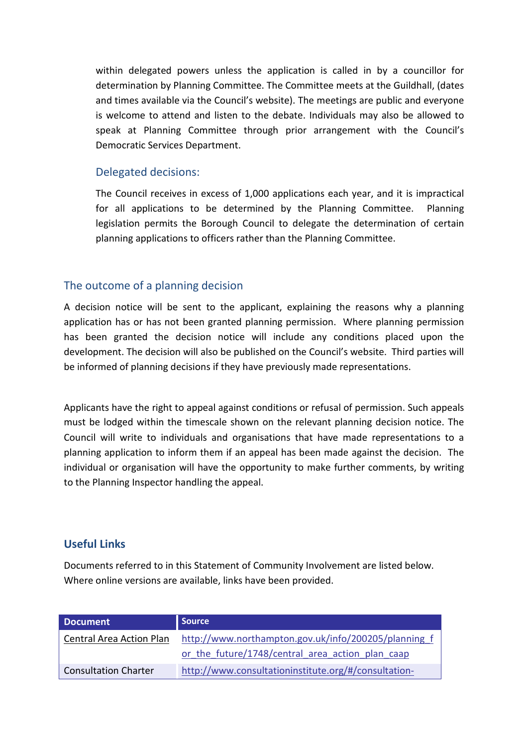within delegated powers unless the application is called in by a councillor for determination by Planning Committee. The Committee meets at the Guildhall, (dates and times available via the Council's website). The meetings are public and everyone is welcome to attend and listen to the debate. Individuals may also be allowed to speak at Planning Committee through prior arrangement with the Council's Democratic Services Department.

### Delegated decisions:

The Council receives in excess of 1,000 applications each year, and it is impractical for all applications to be determined by the Planning Committee. Planning legislation permits the Borough Council to delegate the determination of certain planning applications to officers rather than the Planning Committee.

## The outcome of a planning decision

A decision notice will be sent to the applicant, explaining the reasons why a planning application has or has not been granted planning permission. Where planning permission has been granted the decision notice will include any conditions placed upon the development. The decision will also be published on the Council's website. Third parties will be informed of planning decisions if they have previously made representations.

Applicants have the right to appeal against conditions or refusal of permission. Such appeals must be lodged within the timescale shown on the relevant planning decision notice. The Council will write to individuals and organisations that have made representations to a planning application to inform them if an appeal has been made against the decision. The individual or organisation will have the opportunity to make further comments, by writing to the Planning Inspector handling the appeal.

## Useful Links

Documents referred to in this Statement of Community Involvement are listed below. Where online versions are available, links have been provided.

| Document | Source |
|---|---|
| Central Area Action Plan | http://www.northampton.gov.uk/info/200205/planning_for_the_future/1748/central_area_action_plan_caap |
| Consultation Charter | http://www.consultationinstitute.org/#/consultation- |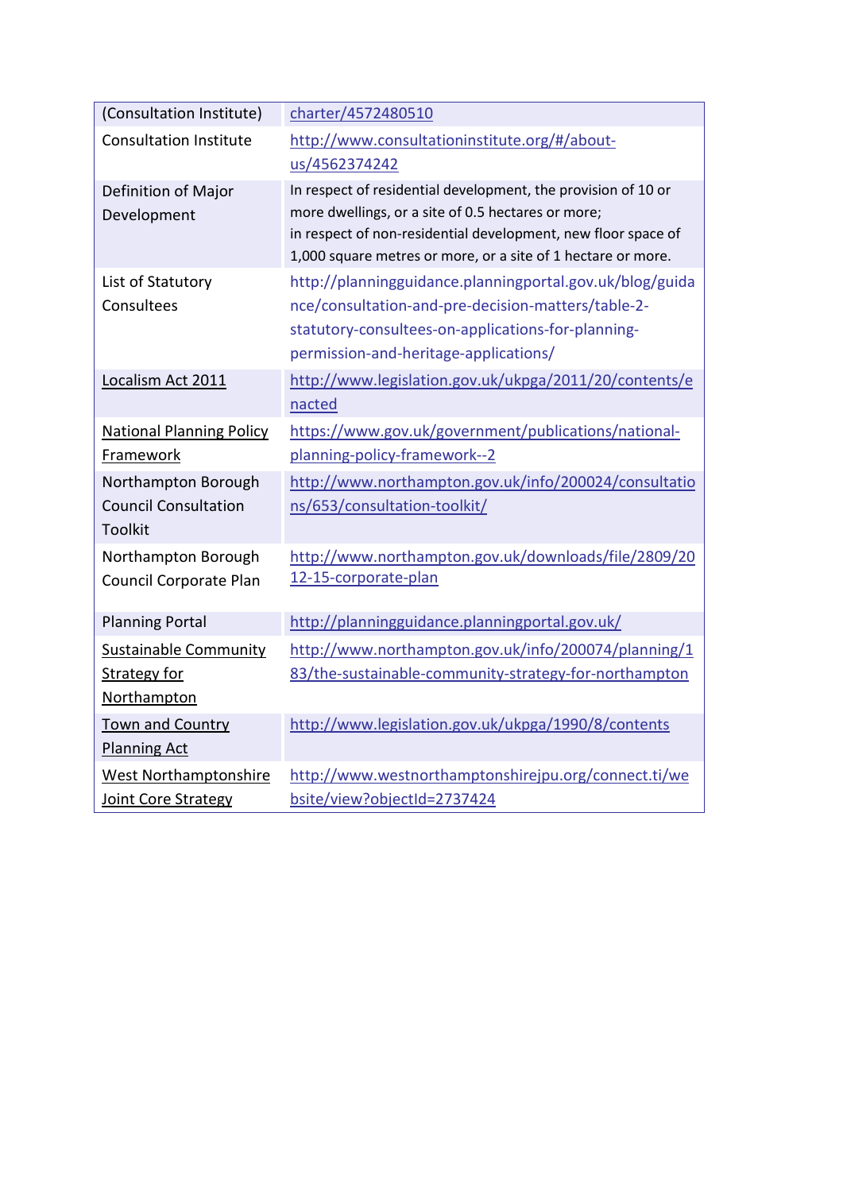| | |
|---|---|
| (Consultation Institute) | charter/4572480510 |
| Consultation Institute | http://www.consultationinstitute.org/#/about-us/4562374242 |
| Definition of Major Development | In respect of residential development, the provision of 10 or more dwellings, or a site of 0.5 hectares or more; in respect of non-residential development, new floor space of 1,000 square metres or more, or a site of 1 hectare or more. |
| List of Statutory Consultees | http://planningguidance.planningportal.gov.uk/blog/guidance/consultation-and-pre-decision-matters/table-2-statutory-consultees-on-applications-for-planning-permission-and-heritage-applications/ |
| Localism Act 2011 | http://www.legislation.gov.uk/ukpga/2011/20/contents/enacted |
| National Planning Policy Framework | https://www.gov.uk/government/publications/national-planning-policy-framework--2 |
| Northampton Borough Council Consultation Toolkit | http://www.northampton.gov.uk/info/200024/consultations/653/consultation-toolkit/ |
| Northampton Borough Council Corporate Plan | http://www.northampton.gov.uk/downloads/file/2809/2012-15-corporate-plan |
| Planning Portal | http://planningguidance.planningportal.gov.uk/ |
| Sustainable Community Strategy for Northampton | http://www.northampton.gov.uk/info/200074/planning/183/the-sustainable-community-strategy-for-northampton |
| Town and Country Planning Act | http://www.legislation.gov.uk/ukpga/1990/8/contents |
| West Northamptonshire Joint Core Strategy | http://www.westnorthamptonshirejpu.org/connect.ti/website/view?objectId=2737424 |